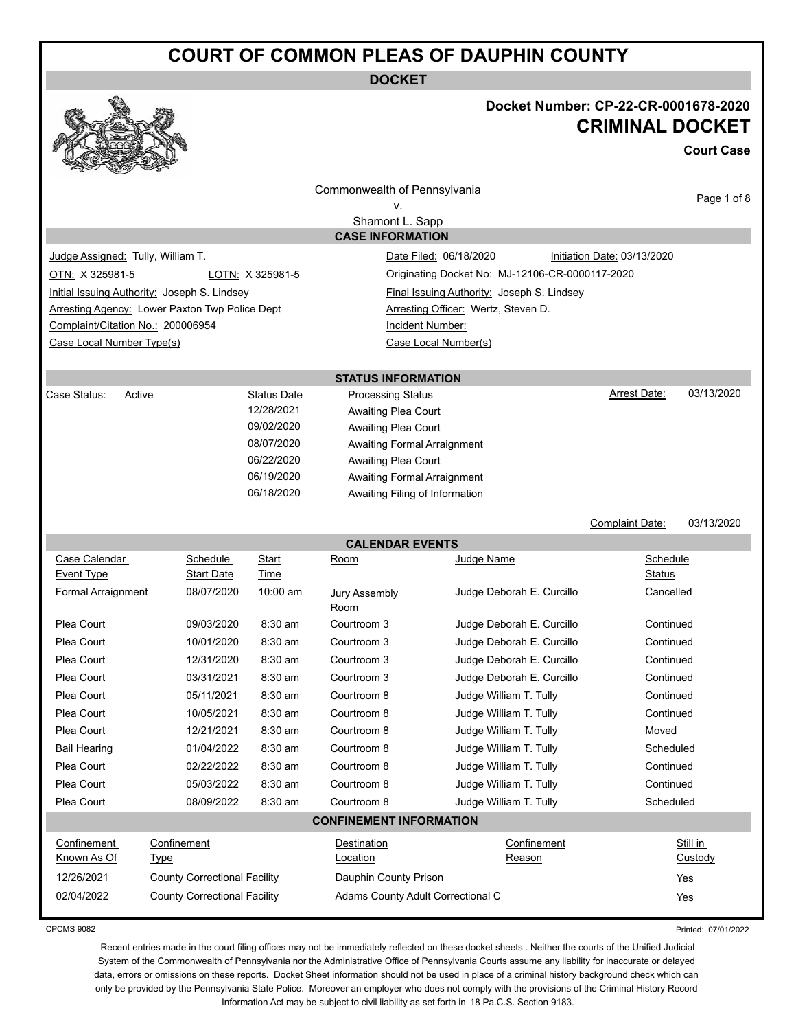# COURT OF COMMON PLEAS OF DAUPHIN COUNTY

**DOCKET**

**Docket Number: CP-22-CR-0001678-2020**

## CRIMINAL DOCKET

**Court Case**

Commonwealth of Pennsylvania
v.
Shamont L. Sapp

### CASE INFORMATION

Judge Assigned: Tully, William T.
Date Filed: 06/18/2020
Initiation Date: 03/13/2020
OTN: X 325981-5
LOTN: X 325981-5
Originating Docket No: MJ-12106-CR-0000117-2020
Initial Issuing Authority: Joseph S. Lindsey
Final Issuing Authority: Joseph S. Lindsey
Arresting Agency: Lower Paxton Twp Police Dept
Arresting Officer: Wertz, Steven D.
Complaint/Citation No.: 200006954
Incident Number:
Case Local Number Type(s)
Case Local Number(s)

### STATUS INFORMATION

Case Status: Active

Arrest Date: 03/13/2020

| Status Date | Processing Status |
|---|---|
| 12/28/2021 | Awaiting Plea Court |
| 09/02/2020 | Awaiting Plea Court |
| 08/07/2020 | Awaiting Formal Arraignment |
| 06/22/2020 | Awaiting Plea Court |
| 06/19/2020 | Awaiting Formal Arraignment |
| 06/18/2020 | Awaiting Filing of Information |

Complaint Date: 03/13/2020

### CALENDAR EVENTS

| Case Calendar Event Type | Schedule Start Date | Start Time | Room | Judge Name | Schedule Status |
|---|---|---|---|---|---|
| Formal Arraignment | 08/07/2020 | 10:00 am | Jury Assembly Room | Judge Deborah E. Curcillo | Cancelled |
| Plea Court | 09/03/2020 | 8:30 am | Courtroom 3 | Judge Deborah E. Curcillo | Continued |
| Plea Court | 10/01/2020 | 8:30 am | Courtroom 3 | Judge Deborah E. Curcillo | Continued |
| Plea Court | 12/31/2020 | 8:30 am | Courtroom 3 | Judge Deborah E. Curcillo | Continued |
| Plea Court | 03/31/2021 | 8:30 am | Courtroom 3 | Judge Deborah E. Curcillo | Continued |
| Plea Court | 05/11/2021 | 8:30 am | Courtroom 8 | Judge William T. Tully | Continued |
| Plea Court | 10/05/2021 | 8:30 am | Courtroom 8 | Judge William T. Tully | Continued |
| Plea Court | 12/21/2021 | 8:30 am | Courtroom 8 | Judge William T. Tully | Moved |
| Bail Hearing | 01/04/2022 | 8:30 am | Courtroom 8 | Judge William T. Tully | Scheduled |
| Plea Court | 02/22/2022 | 8:30 am | Courtroom 8 | Judge William T. Tully | Continued |
| Plea Court | 05/03/2022 | 8:30 am | Courtroom 8 | Judge William T. Tully | Continued |
| Plea Court | 08/09/2022 | 8:30 am | Courtroom 8 | Judge William T. Tully | Scheduled |

### CONFINEMENT INFORMATION

| Confinement Known As Of | Confinement Type | Destination Location | Confinement Reason | Still in Custody |
|---|---|---|---|---|
| 12/26/2021 | County Correctional Facility | Dauphin County Prison | | Yes |
| 02/04/2022 | County Correctional Facility | Adams County Adult Correctional C | | Yes |

CPCMS 9082

Printed: 07/01/2022

Recent entries made in the court filing offices may not be immediately reflected on these docket sheets . Neither the courts of the Unified Judicial System of the Commonwealth of Pennsylvania nor the Administrative Office of Pennsylvania Courts assume any liability for inaccurate or delayed data, errors or omissions on these reports. Docket Sheet information should not be used in place of a criminal history background check which can only be provided by the Pennsylvania State Police. Moreover an employer who does not comply with the provisions of the Criminal History Record Information Act may be subject to civil liability as set forth in 18 Pa.C.S. Section 9183.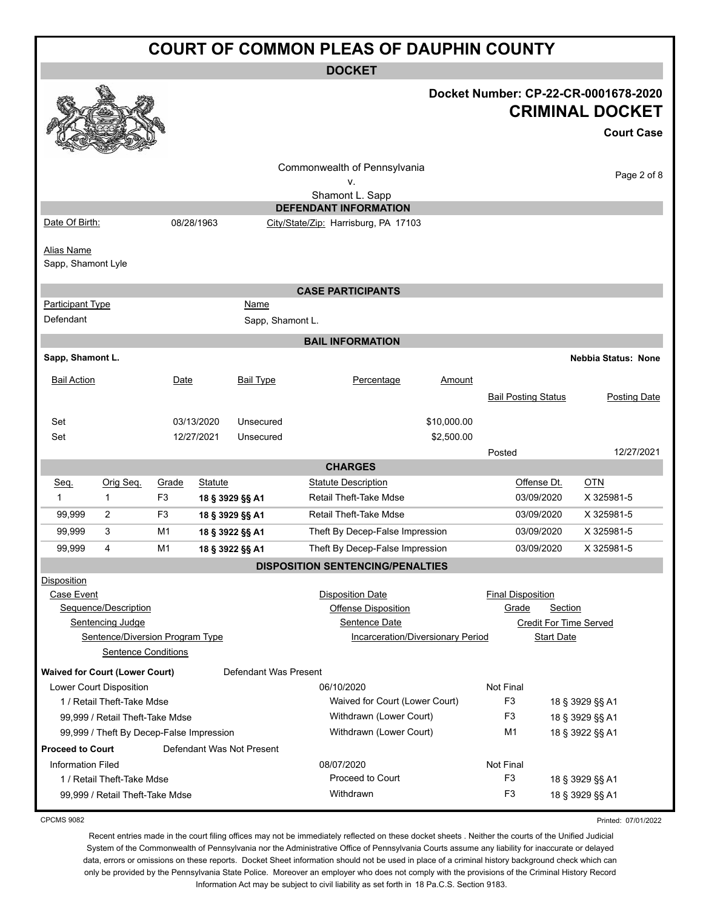# COURT OF COMMON PLEAS OF DAUPHIN COUNTY

## DOCKET

**Docket Number: CP-22-CR-0001678-2020**

**CRIMINAL DOCKET**

**Court Case**

Commonwealth of Pennsylvania
v.
Shamont L. Sapp

### DEFENDANT INFORMATION

Date Of Birth: 08/28/1963 City/State/Zip: Harrisburg, PA 17103

Alias Name
Sapp, Shamont Lyle

### CASE PARTICIPANTS

| Participant Type | Name |
|---|---|
| Defendant | Sapp, Shamont L. |

### BAIL INFORMATION

**Sapp, Shamont L.** **Nebbia Status: None**

| Bail Action | Date | Bail Type | Percentage | Amount | Bail Posting Status | Posting Date |
|---|---|---|---|---|---|---|
| Set | 03/13/2020 | Unsecured | | $10,000.00 | | |
| Set | 12/27/2021 | Unsecured | | $2,500.00 | Posted | 12/27/2021 |

### CHARGES

| Seq. | Orig Seq. | Grade | Statute | Statute Description | Offense Dt. | OTN |
|---|---|---|---|---|---|---|
| 1 | 1 | F3 | **18 § 3929 §§ A1** | Retail Theft-Take Mdse | 03/09/2020 | X 325981-5 |
| 99,999 | 2 | F3 | **18 § 3929 §§ A1** | Retail Theft-Take Mdse | 03/09/2020 | X 325981-5 |
| 99,999 | 3 | M1 | **18 § 3922 §§ A1** | Theft By Decep-False Impression | 03/09/2020 | X 325981-5 |
| 99,999 | 4 | M1 | **18 § 3922 §§ A1** | Theft By Decep-False Impression | 03/09/2020 | X 325981-5 |

### DISPOSITION SENTENCING/PENALTIES

Disposition
Case Event
  Sequence/Description
    Sentencing Judge
      Sentence/Diversion Program Type
        Sentence Conditions

Disposition Date / Offense Disposition / Sentence Date / Incarceration/Diversionary Period
Final Disposition / Grade / Section / Credit For Time Served / Start Date

**Waived for Court (Lower Court)** Defendant Was Present

| | Disposition Date / Offense Disposition | Final Disposition / Grade | Section |
|---|---|---|---|
| Lower Court Disposition | 06/10/2020 | Not Final | |
| 1 / Retail Theft-Take Mdse | Waived for Court (Lower Court) | F3 | 18 § 3929 §§ A1 |
| 99,999 / Retail Theft-Take Mdse | Withdrawn (Lower Court) | F3 | 18 § 3929 §§ A1 |
| 99,999 / Theft By Decep-False Impression | Withdrawn (Lower Court) | M1 | 18 § 3922 §§ A1 |

**Proceed to Court** Defendant Was Not Present

| | Disposition Date / Offense Disposition | Final Disposition / Grade | Section |
|---|---|---|---|
| Information Filed | 08/07/2020 | Not Final | |
| 1 / Retail Theft-Take Mdse | Proceed to Court | F3 | 18 § 3929 §§ A1 |
| 99,999 / Retail Theft-Take Mdse | Withdrawn | F3 | 18 § 3929 §§ A1 |

CPCMS 9082 Printed: 07/01/2022

Recent entries made in the court filing offices may not be immediately reflected on these docket sheets . Neither the courts of the Unified Judicial System of the Commonwealth of Pennsylvania nor the Administrative Office of Pennsylvania Courts assume any liability for inaccurate or delayed data, errors or omissions on these reports. Docket Sheet information should not be used in place of a criminal history background check which can only be provided by the Pennsylvania State Police. Moreover an employer who does not comply with the provisions of the Criminal History Record Information Act may be subject to civil liability as set forth in 18 Pa.C.S. Section 9183.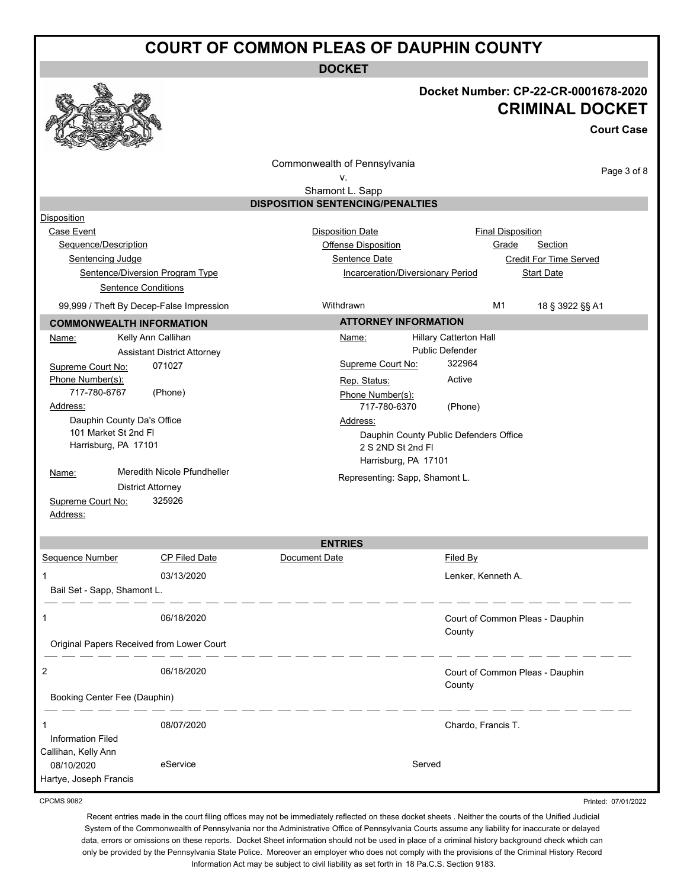# COURT OF COMMON PLEAS OF DAUPHIN COUNTY

**DOCKET**

**Docket Number: CP-22-CR-0001678-2020**

**CRIMINAL DOCKET**

**Court Case**

Commonwealth of Pennsylvania
v.
Shamont L. Sapp

## DISPOSITION SENTENCING/PENALTIES

| Disposition | | | |
|---|---|---|---|
| Case Event | Disposition Date | Final Disposition | |
| Sequence/Description | Offense Disposition | Grade | Section |
| Sentencing Judge | Sentence Date | Credit For Time Served | |
| Sentence/Diversion Program Type | Incarceration/Diversionary Period | Start Date | |
| Sentence Conditions | | | |
| 99,999 / Theft By Decep-False Impression | Withdrawn | M1 | 18 § 3922 §§ A1 |

## COMMONWEALTH INFORMATION

**Name:** Kelly Ann Callihan
Assistant District Attorney
**Supreme Court No:** 071027
**Phone Number(s):**
717-780-6767 (Phone)
**Address:**
Dauphin County Da's Office
101 Market St 2nd Fl
Harrisburg, PA 17101

**Name:** Meredith Nicole Pfundheller
District Attorney
**Supreme Court No:** 325926
**Address:**

## ATTORNEY INFORMATION

**Name:** Hillary Catterton Hall
Public Defender
**Supreme Court No:** 322964
**Rep. Status:** Active
**Phone Number(s):**
717-780-6370 (Phone)
**Address:**
Dauphin County Public Defenders Office
2 S 2ND St 2nd Fl
Harrisburg, PA 17101

Representing: Sapp, Shamont L.

## ENTRIES

| Sequence Number | CP Filed Date | Document Date | Filed By |
|---|---|---|---|
| 1 | 03/13/2020 | | Lenker, Kenneth A. |
| Bail Set - Sapp, Shamont L. | | | |
| 1 | 06/18/2020 | | Court of Common Pleas - Dauphin County |
| Original Papers Received from Lower Court | | | |
| 2 | 06/18/2020 | | Court of Common Pleas - Dauphin County |
| Booking Center Fee (Dauphin) | | | |
| 1 | 08/07/2020 | | Chardo, Francis T. |
| Information Filed | | | |
| Callihan, Kelly Ann | | | |
| 08/10/2020 | eService | Served | |
| Hartye, Joseph Francis | | | |

CPCMS 9082

Printed: 07/01/2022

Recent entries made in the court filing offices may not be immediately reflected on these docket sheets . Neither the courts of the Unified Judicial System of the Commonwealth of Pennsylvania nor the Administrative Office of Pennsylvania Courts assume any liability for inaccurate or delayed data, errors or omissions on these reports. Docket Sheet information should not be used in place of a criminal history background check which can only be provided by the Pennsylvania State Police. Moreover an employer who does not comply with the provisions of the Criminal History Record Information Act may be subject to civil liability as set forth in 18 Pa.C.S. Section 9183.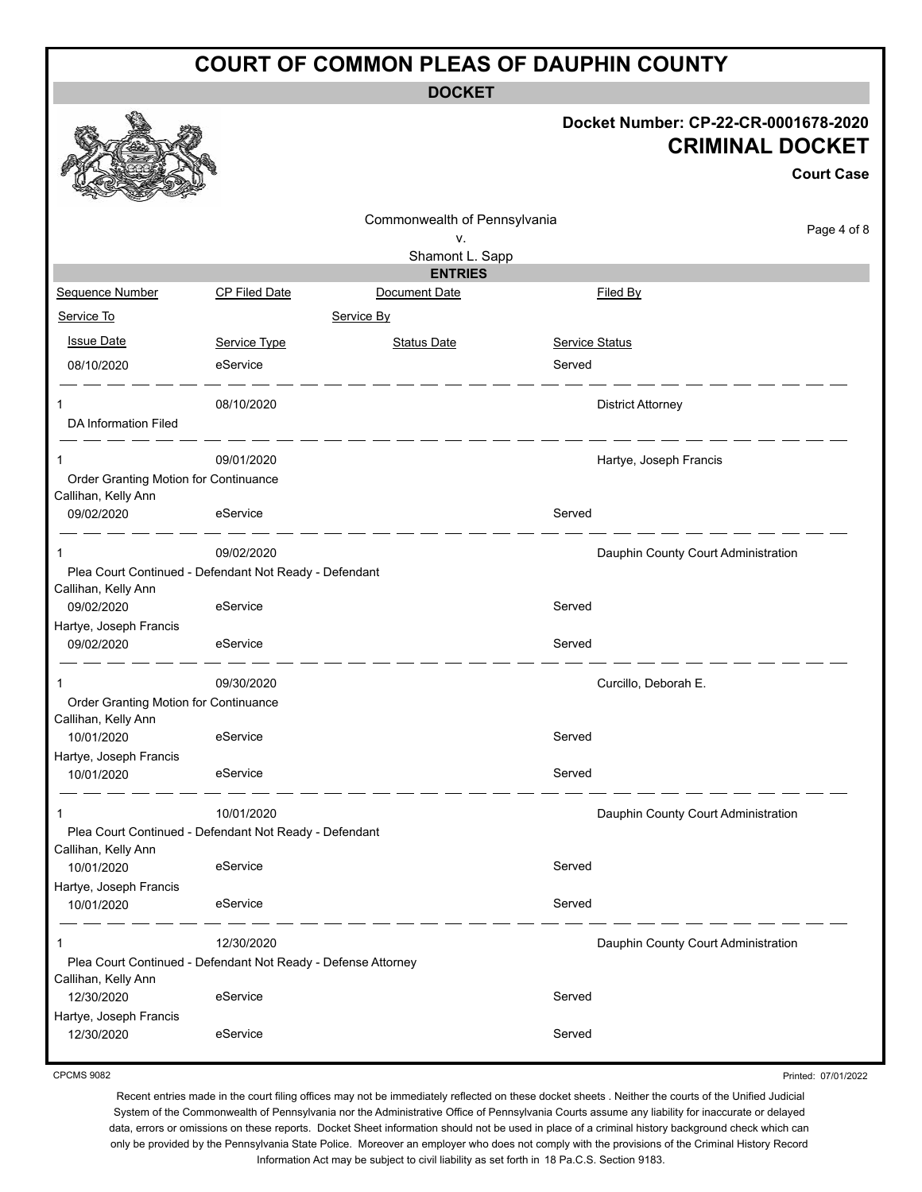# COURT OF COMMON PLEAS OF DAUPHIN COUNTY

## DOCKET

**Docket Number: CP-22-CR-0001678-2020**

**CRIMINAL DOCKET**

**Court Case**

Commonwealth of Pennsylvania
v.
Shamont L. Sapp

## ENTRIES

| Sequence Number | CP Filed Date | Document Date | Filed By |
|---|---|---|---|
| Service To | | Service By | |
| Issue Date | Service Type | Status Date | Service Status |
| 08/10/2020 | eService | | Served |
| 1 | 08/10/2020 | | District Attorney |
| DA Information Filed | | | |
| 1 | 09/01/2020 | | Hartye, Joseph Francis |
| Order Granting Motion for Continuance | | | |
| Callihan, Kelly Ann | | | |
| 09/02/2020 | eService | | Served |
| 1 | 09/02/2020 | | Dauphin County Court Administration |
| Plea Court Continued - Defendant Not Ready - Defendant | | | |
| Callihan, Kelly Ann | | | |
| 09/02/2020 | eService | | Served |
| Hartye, Joseph Francis | | | |
| 09/02/2020 | eService | | Served |
| 1 | 09/30/2020 | | Curcillo, Deborah E. |
| Order Granting Motion for Continuance | | | |
| Callihan, Kelly Ann | | | |
| 10/01/2020 | eService | | Served |
| Hartye, Joseph Francis | | | |
| 10/01/2020 | eService | | Served |
| 1 | 10/01/2020 | | Dauphin County Court Administration |
| Plea Court Continued - Defendant Not Ready - Defendant | | | |
| Callihan, Kelly Ann | | | |
| 10/01/2020 | eService | | Served |
| Hartye, Joseph Francis | | | |
| 10/01/2020 | eService | | Served |
| 1 | 12/30/2020 | | Dauphin County Court Administration |
| Plea Court Continued - Defendant Not Ready - Defense Attorney | | | |
| Callihan, Kelly Ann | | | |
| 12/30/2020 | eService | | Served |
| Hartye, Joseph Francis | | | |
| 12/30/2020 | eService | | Served |

CPCMS 9082 Printed: 07/01/2022

Recent entries made in the court filing offices may not be immediately reflected on these docket sheets . Neither the courts of the Unified Judicial System of the Commonwealth of Pennsylvania nor the Administrative Office of Pennsylvania Courts assume any liability for inaccurate or delayed data, errors or omissions on these reports. Docket Sheet information should not be used in place of a criminal history background check which can only be provided by the Pennsylvania State Police. Moreover an employer who does not comply with the provisions of the Criminal History Record Information Act may be subject to civil liability as set forth in 18 Pa.C.S. Section 9183.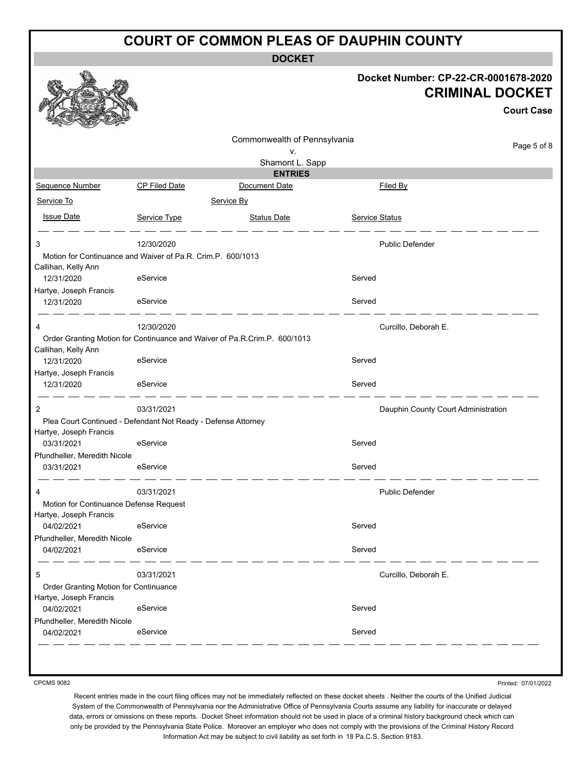# COURT OF COMMON PLEAS OF DAUPHIN COUNTY

## DOCKET

**Docket Number: CP-22-CR-0001678-2020**

**CRIMINAL DOCKET**

**Court Case**

Commonwealth of Pennsylvania
v.
Shamont L. Sapp

### ENTRIES

| Sequence Number | CP Filed Date | Document Date | Filed By |
|---|---|---|---|
| Service To | | Service By | |
| Issue Date | Service Type | Status Date | Service Status |
| 3 | 12/30/2020 | | Public Defender |
| Motion for Continuance and Waiver of Pa.R. Crim.P. 600/1013 | | | |
| Callihan, Kelly Ann | | | |
| 12/31/2020 | eService | | Served |
| Hartye, Joseph Francis | | | |
| 12/31/2020 | eService | | Served |
| 4 | 12/30/2020 | | Curcillo, Deborah E. |
| Order Granting Motion for Continuance and Waiver of Pa.R.Crim.P. 600/1013 | | | |
| Callihan, Kelly Ann | | | |
| 12/31/2020 | eService | | Served |
| Hartye, Joseph Francis | | | |
| 12/31/2020 | eService | | Served |
| 2 | 03/31/2021 | | Dauphin County Court Administration |
| Plea Court Continued - Defendant Not Ready - Defense Attorney | | | |
| Hartye, Joseph Francis | | | |
| 03/31/2021 | eService | | Served |
| Pfundheller, Meredith Nicole | | | |
| 03/31/2021 | eService | | Served |
| 4 | 03/31/2021 | | Public Defender |
| Motion for Continuance Defense Request | | | |
| Hartye, Joseph Francis | | | |
| 04/02/2021 | eService | | Served |
| Pfundheller, Meredith Nicole | | | |
| 04/02/2021 | eService | | Served |
| 5 | 03/31/2021 | | Curcillo, Deborah E. |
| Order Granting Motion for Continuance | | | |
| Hartye, Joseph Francis | | | |
| 04/02/2021 | eService | | Served |
| Pfundheller, Meredith Nicole | | | |
| 04/02/2021 | eService | | Served |

CPCMS 9082

Printed: 07/01/2022

Recent entries made in the court filing offices may not be immediately reflected on these docket sheets . Neither the courts of the Unified Judicial System of the Commonwealth of Pennsylvania nor the Administrative Office of Pennsylvania Courts assume any liability for inaccurate or delayed data, errors or omissions on these reports. Docket Sheet information should not be used in place of a criminal history background check which can only be provided by the Pennsylvania State Police. Moreover an employer who does not comply with the provisions of the Criminal History Record Information Act may be subject to civil liability as set forth in 18 Pa.C.S. Section 9183.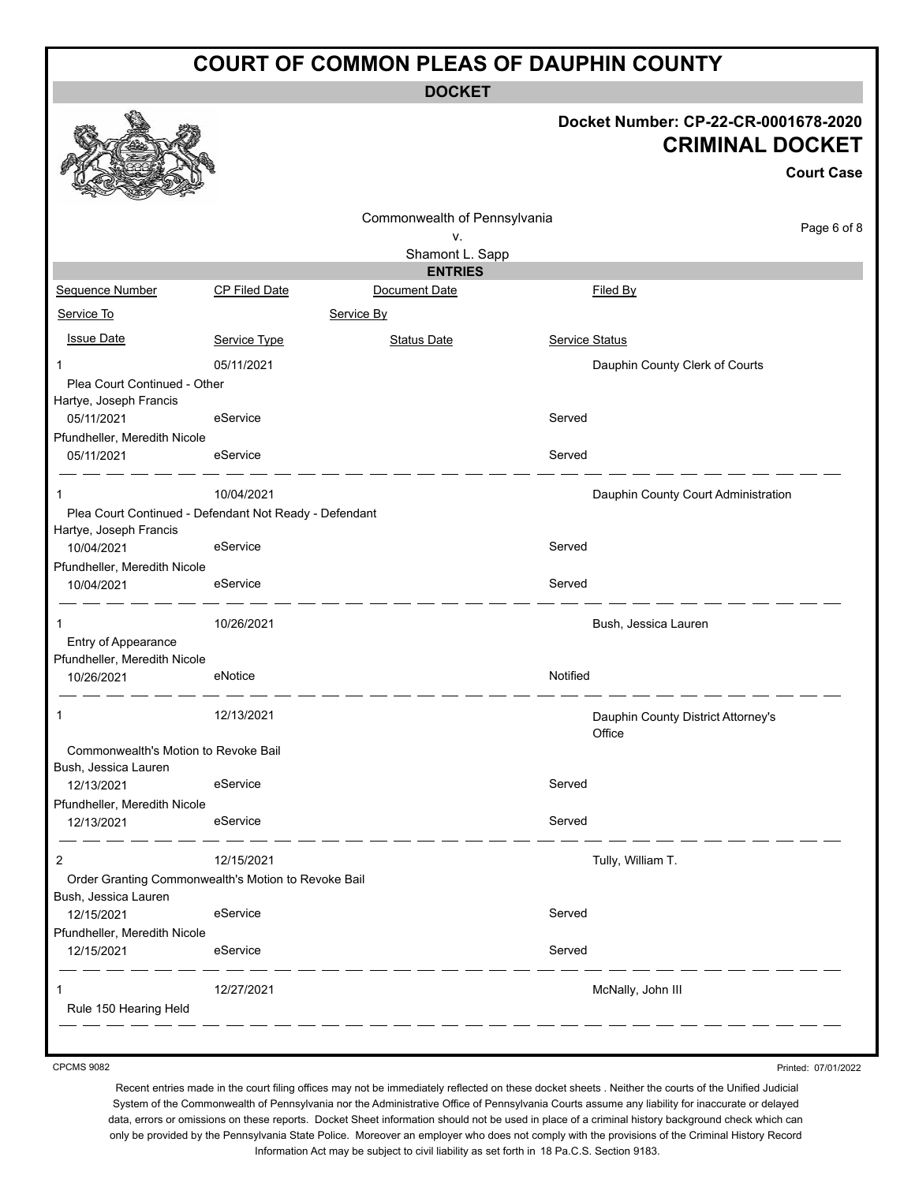# COURT OF COMMON PLEAS OF DAUPHIN COUNTY

**DOCKET**

**Docket Number: CP-22-CR-0001678-2020**

**CRIMINAL DOCKET**

**Court Case**

Commonwealth of Pennsylvania
v.
Shamont L. Sapp

## ENTRIES

| Sequence Number | CP Filed Date | Document Date | Filed By |
| --- | --- | --- | --- |
| Service To | | Service By | |
| Issue Date | Service Type | Status Date | Service Status |
| 1 | 05/11/2021 | | Dauphin County Clerk of Courts |
| Plea Court Continued - Other | | | |
| Hartye, Joseph Francis | | | |
| 05/11/2021 | eService | | Served |
| Pfundheller, Meredith Nicole | | | |
| 05/11/2021 | eService | | Served |
| 1 | 10/04/2021 | | Dauphin County Court Administration |
| Plea Court Continued - Defendant Not Ready - Defendant | | | |
| Hartye, Joseph Francis | | | |
| 10/04/2021 | eService | | Served |
| Pfundheller, Meredith Nicole | | | |
| 10/04/2021 | eService | | Served |
| 1 | 10/26/2021 | | Bush, Jessica Lauren |
| Entry of Appearance | | | |
| Pfundheller, Meredith Nicole | | | |
| 10/26/2021 | eNotice | | Notified |
| 1 | 12/13/2021 | | Dauphin County District Attorney's Office |
| Commonwealth's Motion to Revoke Bail | | | |
| Bush, Jessica Lauren | | | |
| 12/13/2021 | eService | | Served |
| Pfundheller, Meredith Nicole | | | |
| 12/13/2021 | eService | | Served |
| 2 | 12/15/2021 | | Tully, William T. |
| Order Granting Commonwealth's Motion to Revoke Bail | | | |
| Bush, Jessica Lauren | | | |
| 12/15/2021 | eService | | Served |
| Pfundheller, Meredith Nicole | | | |
| 12/15/2021 | eService | | Served |
| 1 | 12/27/2021 | | McNally, John III |
| Rule 150 Hearing Held | | | |

CPCMS 9082

Printed: 07/01/2022

Recent entries made in the court filing offices may not be immediately reflected on these docket sheets . Neither the courts of the Unified Judicial System of the Commonwealth of Pennsylvania nor the Administrative Office of Pennsylvania Courts assume any liability for inaccurate or delayed data, errors or omissions on these reports. Docket Sheet information should not be used in place of a criminal history background check which can only be provided by the Pennsylvania State Police. Moreover an employer who does not comply with the provisions of the Criminal History Record Information Act may be subject to civil liability as set forth in 18 Pa.C.S. Section 9183.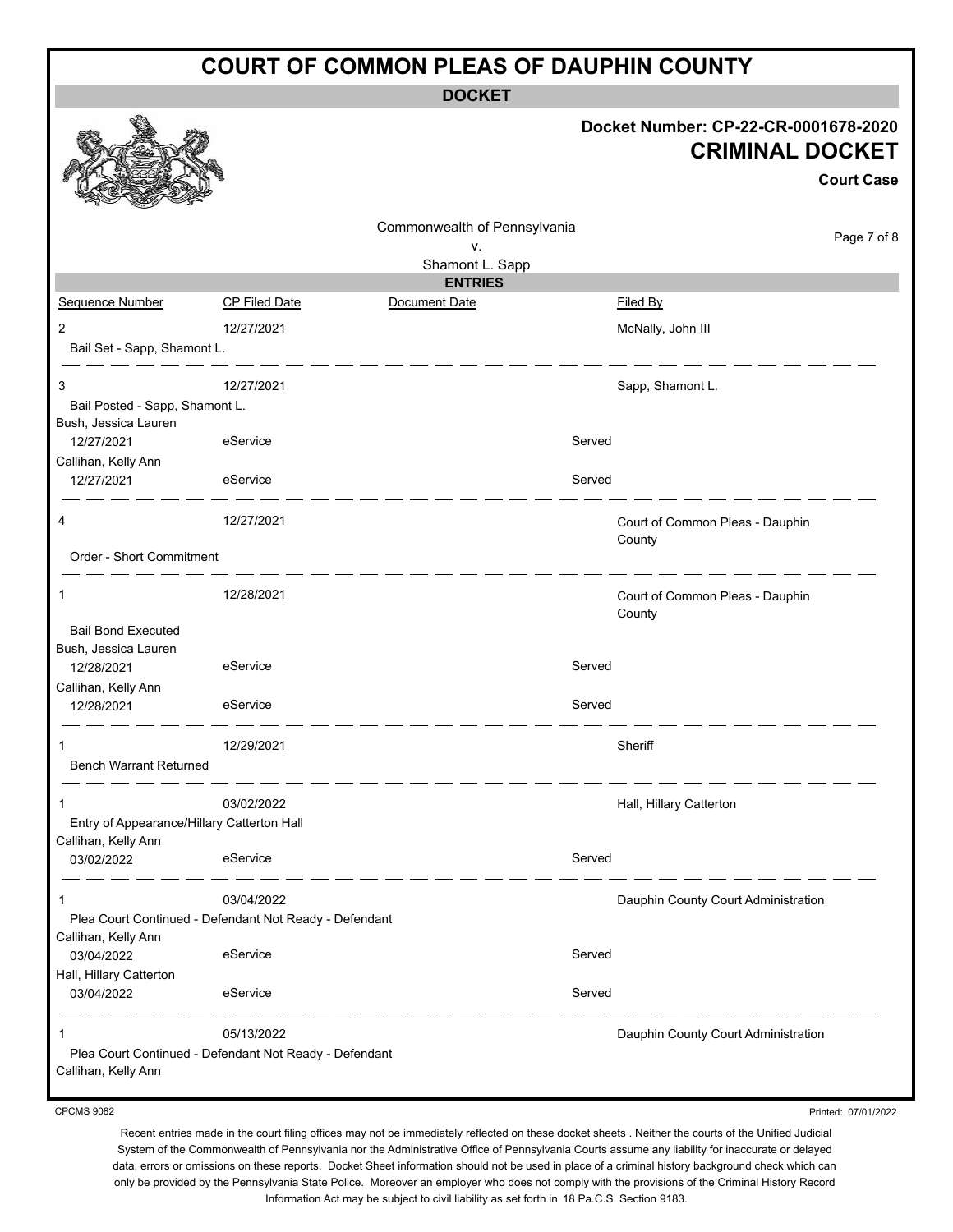# COURT OF COMMON PLEAS OF DAUPHIN COUNTY

## DOCKET

**Docket Number: CP-22-CR-0001678-2020**

**CRIMINAL DOCKET**

**Court Case**

Commonwealth of Pennsylvania
v.
Shamont L. Sapp

### ENTRIES

| Sequence Number | CP Filed Date | Document Date | | Filed By |
|---|---|---|---|---|
| 2 | 12/27/2021 | | | McNally, John III |
| Bail Set - Sapp, Shamont L. | | | | |
| 3 | 12/27/2021 | | | Sapp, Shamont L. |
| Bail Posted - Sapp, Shamont L. | | | | |
| Bush, Jessica Lauren | | | | |
| 12/27/2021 | eService | | Served | |
| Callihan, Kelly Ann | | | | |
| 12/27/2021 | eService | | Served | |
| 4 | 12/27/2021 | | | Court of Common Pleas - Dauphin County |
| Order - Short Commitment | | | | |
| 1 | 12/28/2021 | | | Court of Common Pleas - Dauphin County |
| Bail Bond Executed | | | | |
| Bush, Jessica Lauren | | | | |
| 12/28/2021 | eService | | Served | |
| Callihan, Kelly Ann | | | | |
| 12/28/2021 | eService | | Served | |
| 1 | 12/29/2021 | | | Sheriff |
| Bench Warrant Returned | | | | |
| 1 | 03/02/2022 | | | Hall, Hillary Catterton |
| Entry of Appearance/Hillary Catterton Hall | | | | |
| Callihan, Kelly Ann | | | | |
| 03/02/2022 | eService | | Served | |
| 1 | 03/04/2022 | | | Dauphin County Court Administration |
| Plea Court Continued - Defendant Not Ready - Defendant | | | | |
| Callihan, Kelly Ann | | | | |
| 03/04/2022 | eService | | Served | |
| Hall, Hillary Catterton | | | | |
| 03/04/2022 | eService | | Served | |
| 1 | 05/13/2022 | | | Dauphin County Court Administration |
| Plea Court Continued - Defendant Not Ready - Defendant | | | | |
| Callihan, Kelly Ann | | | | |

CPCMS 9082

Printed: 07/01/2022

Recent entries made in the court filing offices may not be immediately reflected on these docket sheets . Neither the courts of the Unified Judicial System of the Commonwealth of Pennsylvania nor the Administrative Office of Pennsylvania Courts assume any liability for inaccurate or delayed data, errors or omissions on these reports. Docket Sheet information should not be used in place of a criminal history background check which can only be provided by the Pennsylvania State Police. Moreover an employer who does not comply with the provisions of the Criminal History Record Information Act may be subject to civil liability as set forth in 18 Pa.C.S. Section 9183.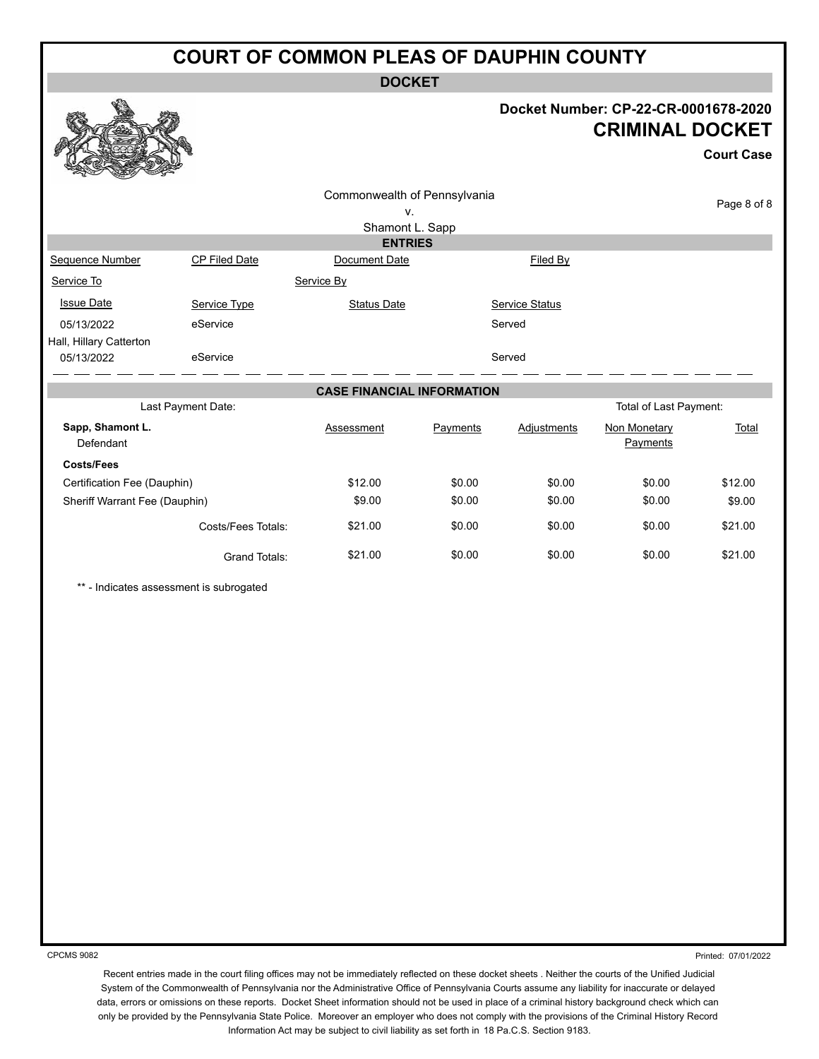# COURT OF COMMON PLEAS OF DAUPHIN COUNTY

**DOCKET**

**Docket Number: CP-22-CR-0001678-2020**

**CRIMINAL DOCKET**

**Court Case**

Commonwealth of Pennsylvania
v.
Shamont L. Sapp

## ENTRIES

| Sequence Number | CP Filed Date | Document Date | Filed By |
|---|---|---|---|
| Service To | | Service By | |
| Issue Date | Service Type | Status Date | Service Status |
| 05/13/2022 | eService | | Served |
| Hall, Hillary Catterton | | | |
| 05/13/2022 | eService | | Served |

## CASE FINANCIAL INFORMATION

Last Payment Date:

Total of Last Payment:

| Sapp, Shamont L. Defendant | Assessment | Payments | Adjustments | Non Monetary Payments | Total |
|---|---|---|---|---|---|
| **Costs/Fees** | | | | | |
| Certification Fee (Dauphin) | $12.00 | $0.00 | $0.00 | $0.00 | $12.00 |
| Sheriff Warrant Fee (Dauphin) | $9.00 | $0.00 | $0.00 | $0.00 | $9.00 |
| Costs/Fees Totals: | $21.00 | $0.00 | $0.00 | $0.00 | $21.00 |
| Grand Totals: | $21.00 | $0.00 | $0.00 | $0.00 | $21.00 |

** - Indicates assessment is subrogated

CPCMS 9082

Printed: 07/01/2022

Recent entries made in the court filing offices may not be immediately reflected on these docket sheets . Neither the courts of the Unified Judicial System of the Commonwealth of Pennsylvania nor the Administrative Office of Pennsylvania Courts assume any liability for inaccurate or delayed data, errors or omissions on these reports. Docket Sheet information should not be used in place of a criminal history background check which can only be provided by the Pennsylvania State Police. Moreover an employer who does not comply with the provisions of the Criminal History Record Information Act may be subject to civil liability as set forth in 18 Pa.C.S. Section 9183.